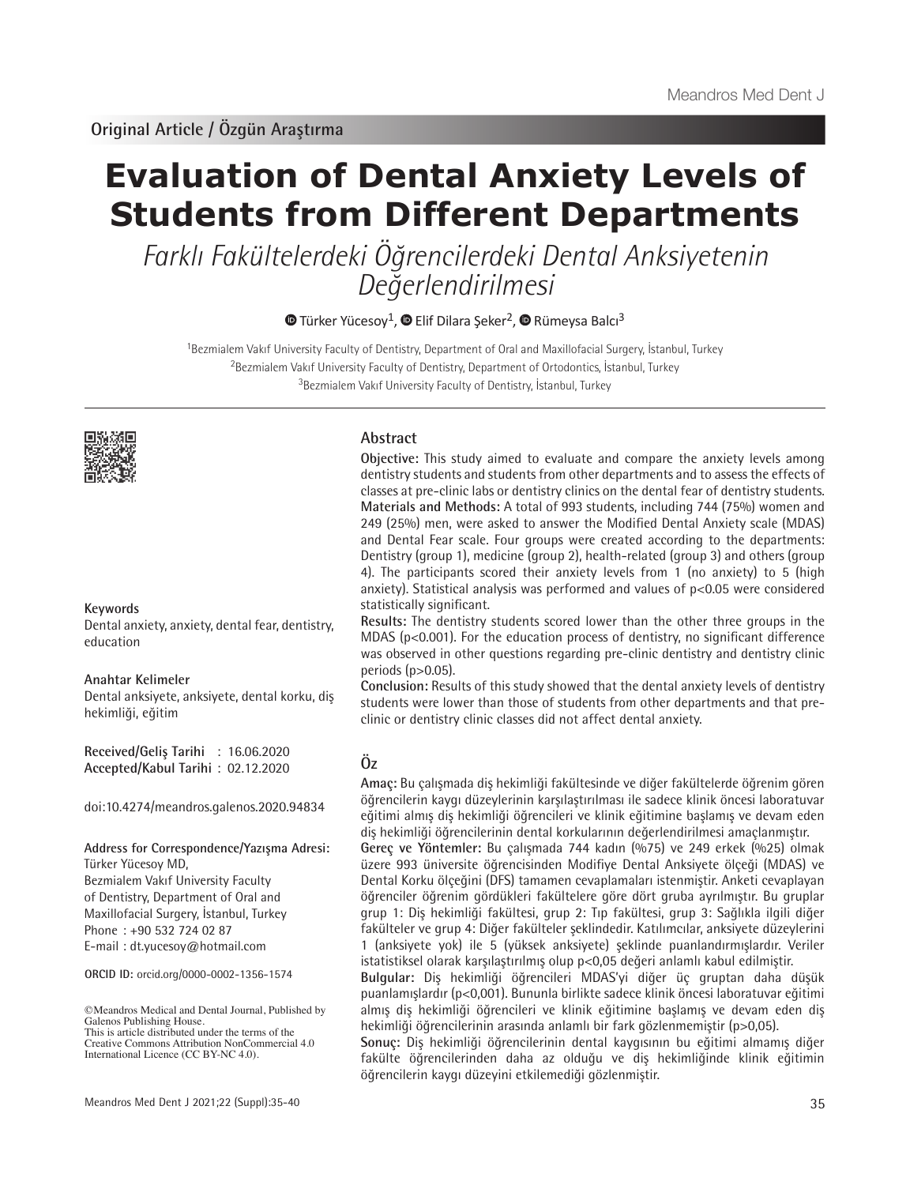Original Article / Özgün Araştırma

# Evaluation of Dental Anxiety Levels of Students from Different Departments

## *Farklı Fakültelerdeki Öğrencilerdeki Dental Anksiyetenin Değerlendirilmesi*

Türker Yücesoy[1], Elif Dilara Şeker[2], Rümeysa Balcı[3]

[1]Bezmialem Vakıf University Faculty of Dentistry, Department of Oral and Maxillofacial Surgery, İstanbul, Turkey
[2]Bezmialem Vakıf University Faculty of Dentistry, Department of Ortodontics, İstanbul, Turkey
[3]Bezmialem Vakıf University Faculty of Dentistry, İstanbul, Turkey

## Abstract

**Objective:** This study aimed to evaluate and compare the anxiety levels among dentistry students and students from other departments and to assess the effects of classes at pre-clinic labs or dentistry clinics on the dental fear of dentistry students.
**Materials and Methods:** A total of 993 students, including 744 (75%) women and 249 (25%) men, were asked to answer the Modified Dental Anxiety scale (MDAS) and Dental Fear scale. Four groups were created according to the departments: Dentistry (group 1), medicine (group 2), health-related (group 3) and others (group 4). The participants scored their anxiety levels from 1 (no anxiety) to 5 (high anxiety). Statistical analysis was performed and values of $p<0.05$ were considered statistically significant.
**Results:** The dentistry students scored lower than the other three groups in the MDAS ($p<0.001$). For the education process of dentistry, no significant difference was observed in other questions regarding pre-clinic dentistry and dentistry clinic periods ($p>0.05$).
**Conclusion:** Results of this study showed that the dental anxiety levels of dentistry students were lower than those of students from other departments and that pre-clinic or dentistry clinic classes did not affect dental anxiety.

**Keywords**
Dental anxiety, anxiety, dental fear, dentistry, education

## Öz

**Amaç:** Bu çalışmada diş hekimliği fakültesinde ve diğer fakültelerde öğrenim gören öğrencilerin kaygı düzeylerinin karşılaştırılması ile sadece klinik öncesi laboratuvar eğitimi almış diş hekimliği öğrencileri ve klinik eğitimine başlamış ve devam eden diş hekimliği öğrencilerinin dental korkularının değerlendirilmesi amaçlanmıştır.
**Gereç ve Yöntemler:** Bu çalışmada 744 kadın (%75) ve 249 erkek (%25) olmak üzere 993 üniversite öğrencisinden Modifiye Dental Anksiyete ölçeği (MDAS) ve Dental Korku ölçeğini (DFS) tamamen cevaplamaları istenmiştir. Anketi cevaplayan öğrenciler öğrenim gördükleri fakültelere göre dört gruba ayrılmıştır. Bu gruplar grup 1: Diş hekimliği fakültesi, grup 2: Tıp fakültesi, grup 3: Sağlıkla ilgili diğer fakülteler ve grup 4: Diğer fakülteler şeklindedir. Katılımcılar, anksiyete düzeylerini 1 (anksiyete yok) ile 5 (yüksek anksiyete) şeklinde puanlandırmışlardır. Veriler istatistiksel olarak karşılaştırılmış olup $p<0,05$ değeri anlamlı kabul edilmiştir.
**Bulgular:** Diş hekimliği öğrencileri MDAS'yi diğer üç gruptan daha düşük puanlamışlardır ($p<0,001$). Bununla birlikte sadece klinik öncesi laboratuvar eğitimi almış diş hekimliği öğrencileri ve klinik eğitimine başlamış ve devam eden diş hekimliği öğrencilerinin arasında anlamlı bir fark gözlenmemiştir ($p>0,05$).
**Sonuç:** Diş hekimliği öğrencilerinin dental kaygısının bu eğitimi almamış diğer fakülte öğrencilerinden daha az olduğu ve diş hekimliğinde klinik eğitimin öğrencilerin kaygı düzeyini etkilemediği gözlenmiştir.

**Anahtar Kelimeler**
Dental anksiyete, anksiyete, dental korku, diş hekimliği, eğitim

**Received/Geliş Tarihi** : 16.06.2020
**Accepted/Kabul Tarihi** : 02.12.2020

doi:10.4274/meandros.galenos.2020.94834

**Address for Correspondence/Yazışma Adresi:**
Türker Yücesoy MD,
Bezmialem Vakıf University Faculty of Dentistry, Department of Oral and Maxillofacial Surgery, İstanbul, Turkey
Phone : +90 532 724 02 87
E-mail : dt.yucesoy@hotmail.com

**ORCID ID:** orcid.org/0000-0002-1356-1574

©Meandros Medical and Dental Journal, Published by Galenos Publishing House.
This is article distributed under the terms of the Creative Commons Attribution NonCommercial 4.0 International Licence (CC BY-NC 4.0).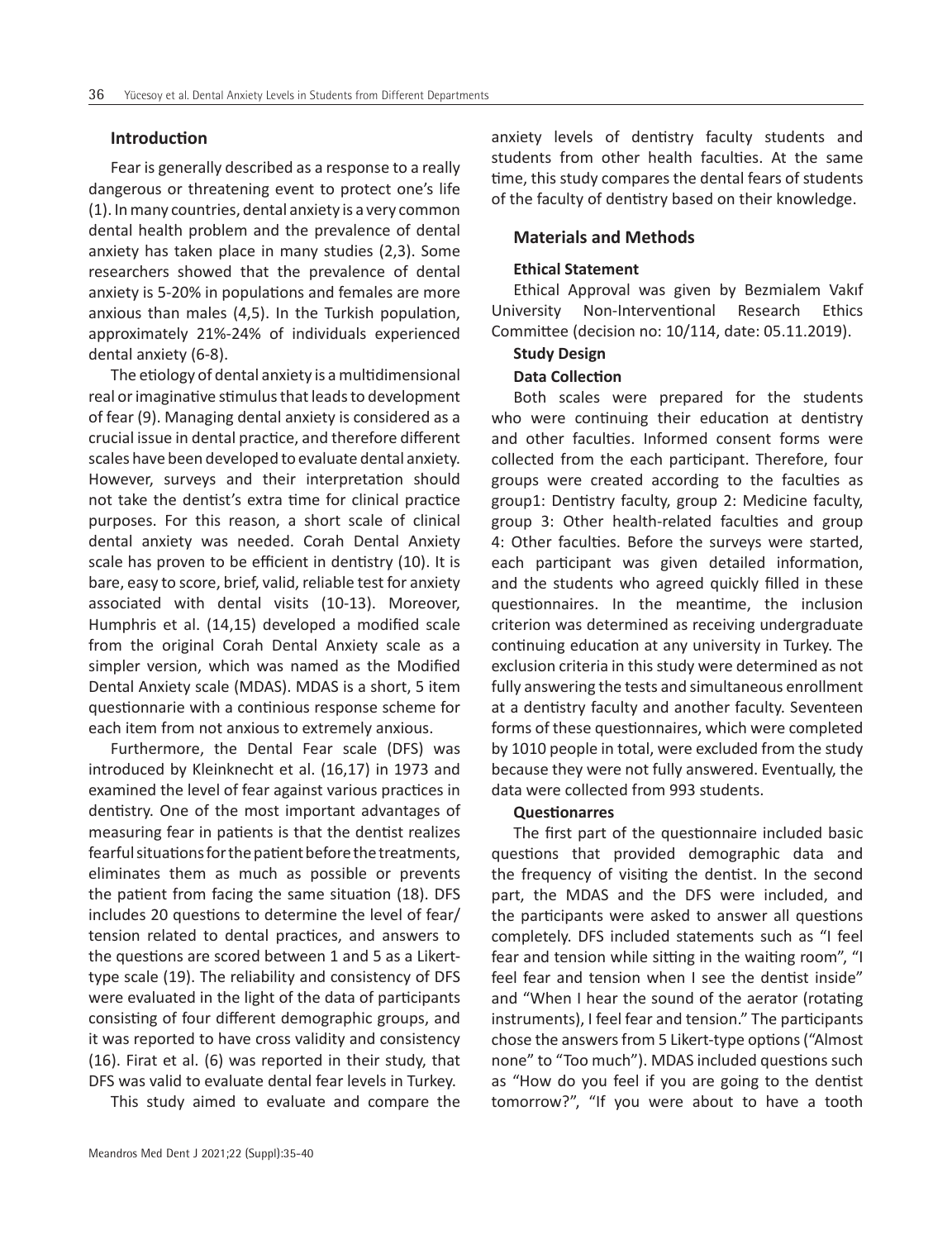## Introduction

Fear is generally described as a response to a really dangerous or threatening event to protect one's life (1). In many countries, dental anxiety is a very common dental health problem and the prevalence of dental anxiety has taken place in many studies (2,3). Some researchers showed that the prevalence of dental anxiety is 5-20% in populations and females are more anxious than males (4,5). In the Turkish population, approximately 21%-24% of individuals experienced dental anxiety (6-8).

The etiology of dental anxiety is a multidimensional real or imaginative stimulus that leads to development of fear (9). Managing dental anxiety is considered as a crucial issue in dental practice, and therefore different scales have been developed to evaluate dental anxiety. However, surveys and their interpretation should not take the dentist's extra time for clinical practice purposes. For this reason, a short scale of clinical dental anxiety was needed. Corah Dental Anxiety scale has proven to be efficient in dentistry (10). It is bare, easy to score, brief, valid, reliable test for anxiety associated with dental visits (10-13). Moreover, Humphris et al. (14,15) developed a modified scale from the original Corah Dental Anxiety scale as a simpler version, which was named as the Modified Dental Anxiety scale (MDAS). MDAS is a short, 5 item questionnarie with a continious response scheme for each item from not anxious to extremely anxious.

Furthermore, the Dental Fear scale (DFS) was introduced by Kleinknecht et al. (16,17) in 1973 and examined the level of fear against various practices in dentistry. One of the most important advantages of measuring fear in patients is that the dentist realizes fearful situations for the patient before the treatments, eliminates them as much as possible or prevents the patient from facing the same situation (18). DFS includes 20 questions to determine the level of fear/tension related to dental practices, and answers to the questions are scored between 1 and 5 as a Likert-type scale (19). The reliability and consistency of DFS were evaluated in the light of the data of participants consisting of four different demographic groups, and it was reported to have cross validity and consistency (16). Firat et al. (6) was reported in their study, that DFS was valid to evaluate dental fear levels in Turkey.

This study aimed to evaluate and compare the anxiety levels of dentistry faculty students and students from other health faculties. At the same time, this study compares the dental fears of students of the faculty of dentistry based on their knowledge.

## Materials and Methods

### Ethical Statement

Ethical Approval was given by Bezmialem Vakıf University Non-Interventional Research Ethics Committee (decision no: 10/114, date: 05.11.2019).

### Study Design

### Data Collection

Both scales were prepared for the students who were continuing their education at dentistry and other faculties. Informed consent forms were collected from the each participant. Therefore, four groups were created according to the faculties as group1: Dentistry faculty, group 2: Medicine faculty, group 3: Other health-related faculties and group 4: Other faculties. Before the surveys were started, each participant was given detailed information, and the students who agreed quickly filled in these questionnaires. In the meantime, the inclusion criterion was determined as receiving undergraduate continuing education at any university in Turkey. The exclusion criteria in this study were determined as not fully answering the tests and simultaneous enrollment at a dentistry faculty and another faculty. Seventeen forms of these questionnaires, which were completed by 1010 people in total, were excluded from the study because they were not fully answered. Eventually, the data were collected from 993 students.

### Questionarres

The first part of the questionnaire included basic questions that provided demographic data and the frequency of visiting the dentist. In the second part, the MDAS and the DFS were included, and the participants were asked to answer all questions completely. DFS included statements such as "I feel fear and tension while sitting in the waiting room", "I feel fear and tension when I see the dentist inside" and "When I hear the sound of the aerator (rotating instruments), I feel fear and tension." The participants chose the answers from 5 Likert-type options ("Almost none" to "Too much"). MDAS included questions such as "How do you feel if you are going to the dentist tomorrow?", "If you were about to have a tooth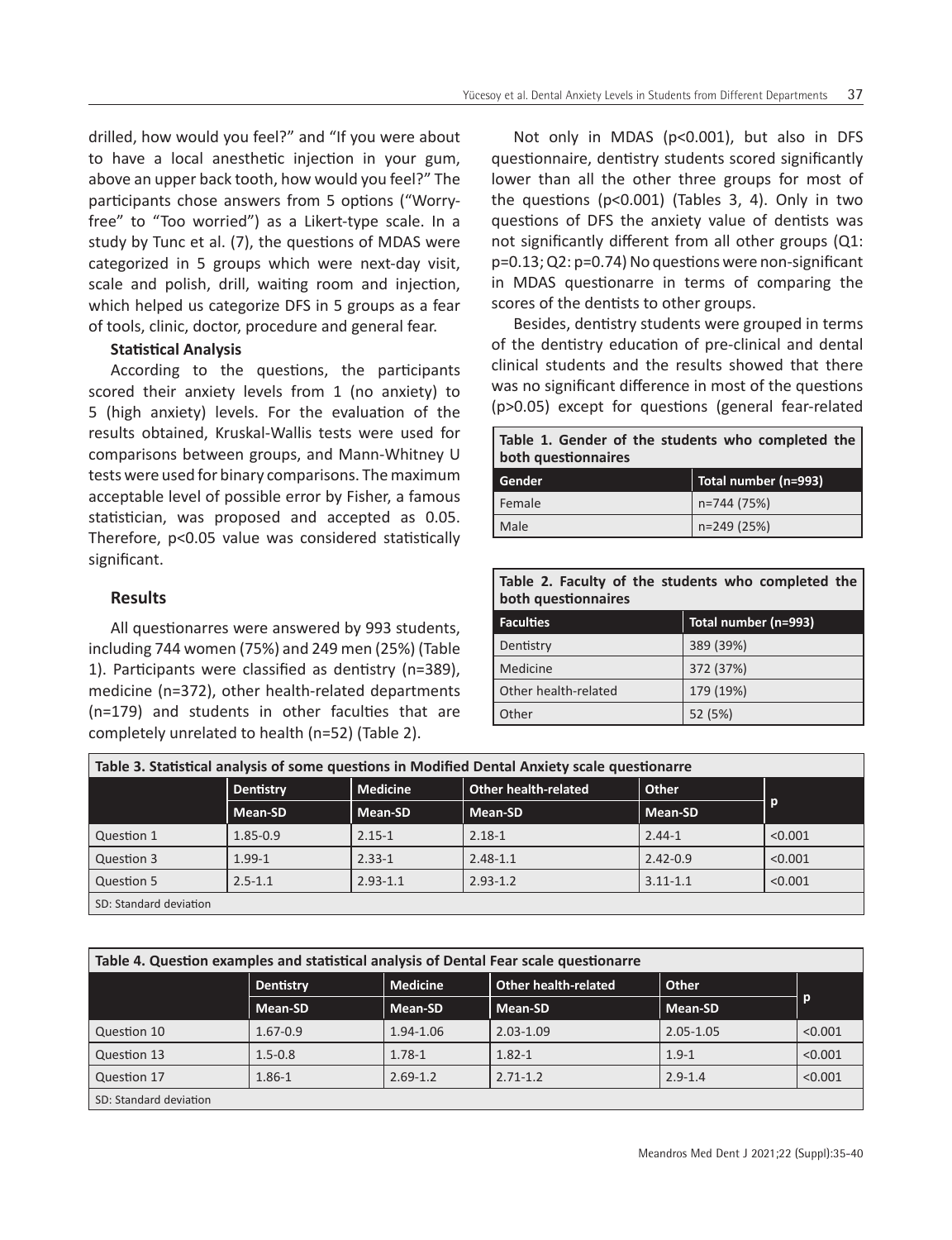drilled, how would you feel?" and "If you were about to have a local anesthetic injection in your gum, above an upper back tooth, how would you feel?" The participants chose answers from 5 options ("Worry-free" to "Too worried") as a Likert-type scale. In a study by Tunc et al. (7), the questions of MDAS were categorized in 5 groups which were next-day visit, scale and polish, drill, waiting room and injection, which helped us categorize DFS in 5 groups as a fear of tools, clinic, doctor, procedure and general fear.

### Statistical Analysis

According to the questions, the participants scored their anxiety levels from 1 (no anxiety) to 5 (high anxiety) levels. For the evaluation of the results obtained, Kruskal-Wallis tests were used for comparisons between groups, and Mann-Whitney U tests were used for binary comparisons. The maximum acceptable level of possible error by Fisher, a famous statistician, was proposed and accepted as 0.05. Therefore, $p<0.05$ value was considered statistically significant.

## Results

All questionarres were answered by 993 students, including 744 women (75%) and 249 men (25%) (Table 1). Participants were classified as dentistry (n=389), medicine (n=372), other health-related departments (n=179) and students in other faculties that are completely unrelated to health (n=52) (Table 2).

Not only in MDAS ($p<0.001$), but also in DFS questionnaire, dentistry students scored significantly lower than all the other three groups for most of the questions ($p<0.001$) (Tables 3, 4). Only in two questions of DFS the anxiety value of dentists was not significantly different from all other groups (Q1: p=0.13; Q2: p=0.74) No questions were non-significant in MDAS questionarre in terms of comparing the scores of the dentists to other groups.

Besides, dentistry students were grouped in terms of the dentistry education of pre-clinical and dental clinical students and the results showed that there was no significant difference in most of the questions ($p>0.05$) except for questions (general fear-related

**Table 1. Gender of the students who completed the both questionnaires**

| Gender | Total number (n=993) |
|---|---|
| Female | n=744 (75%) |
| Male | n=249 (25%) |

**Table 2. Faculty of the students who completed the both questionnaires**

| Faculties | Total number (n=993) |
|---|---|
| Dentistry | 389 (39%) |
| Medicine | 372 (37%) |
| Other health-related | 179 (19%) |
| Other | 52 (5%) |

**Table 3. Statistical analysis of some questions in Modified Dental Anxiety scale questionarre**

| | Dentistry | Medicine | Other health-related | Other | p |
|---|---|---|---|---|---|
| | Mean-SD | Mean-SD | Mean-SD | Mean-SD | |
| Question 1 | 1.85-0.9 | 2.15-1 | 2.18-1 | 2.44-1 | <0.001 |
| Question 3 | 1.99-1 | 2.33-1 | 2.48-1.1 | 2.42-0.9 | <0.001 |
| Question 5 | 2.5-1.1 | 2.93-1.1 | 2.93-1.2 | 3.11-1.1 | <0.001 |

SD: Standard deviation

**Table 4. Question examples and statistical analysis of Dental Fear scale questionarre**

| | Dentistry | Medicine | Other health-related | Other | p |
|---|---|---|---|---|---|
| | Mean-SD | Mean-SD | Mean-SD | Mean-SD | |
| Question 10 | 1.67-0.9 | 1.94-1.06 | 2.03-1.09 | 2.05-1.05 | <0.001 |
| Question 13 | 1.5-0.8 | 1.78-1 | 1.82-1 | 1.9-1 | <0.001 |
| Question 17 | 1.86-1 | 2.69-1.2 | 2.71-1.2 | 2.9-1.4 | <0.001 |

SD: Standard deviation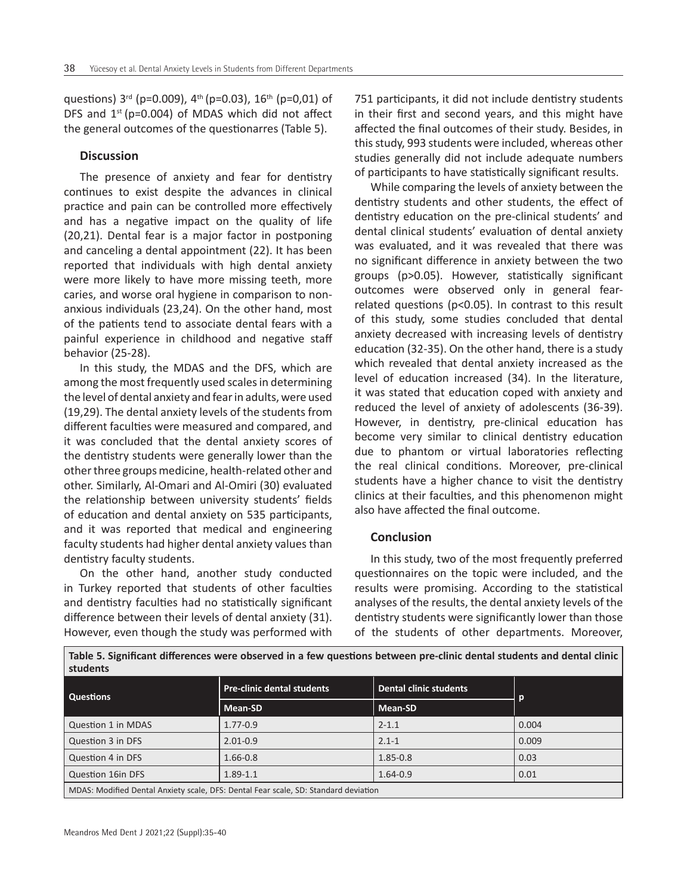questions) 3rd (p=0.009), 4th (p=0.03), 16th (p=0,01) of DFS and 1st (p=0.004) of MDAS which did not affect the general outcomes of the questionarres (Table 5).

## Discussion

The presence of anxiety and fear for dentistry continues to exist despite the advances in clinical practice and pain can be controlled more effectively and has a negative impact on the quality of life (20,21). Dental fear is a major factor in postponing and canceling a dental appointment (22). It has been reported that individuals with high dental anxiety were more likely to have more missing teeth, more caries, and worse oral hygiene in comparison to non-anxious individuals (23,24). On the other hand, most of the patients tend to associate dental fears with a painful experience in childhood and negative staff behavior (25-28).

In this study, the MDAS and the DFS, which are among the most frequently used scales in determining the level of dental anxiety and fear in adults, were used (19,29). The dental anxiety levels of the students from different faculties were measured and compared, and it was concluded that the dental anxiety scores of the dentistry students were generally lower than the other three groups medicine, health-related other and other. Similarly, Al-Omari and Al-Omiri (30) evaluated the relationship between university students' fields of education and dental anxiety on 535 participants, and it was reported that medical and engineering faculty students had higher dental anxiety values than dentistry faculty students.

On the other hand, another study conducted in Turkey reported that students of other faculties and dentistry faculties had no statistically significant difference between their levels of dental anxiety (31). However, even though the study was performed with 751 participants, it did not include dentistry students in their first and second years, and this might have affected the final outcomes of their study. Besides, in this study, 993 students were included, whereas other studies generally did not include adequate numbers of participants to have statistically significant results.

While comparing the levels of anxiety between the dentistry students and other students, the effect of dentistry education on the pre-clinical students' and dental clinical students' evaluation of dental anxiety was evaluated, and it was revealed that there was no significant difference in anxiety between the two groups (p>0.05). However, statistically significant outcomes were observed only in general fear-related questions (p<0.05). In contrast to this result of this study, some studies concluded that dental anxiety decreased with increasing levels of dentistry education (32-35). On the other hand, there is a study which revealed that dental anxiety increased as the level of education increased (34). In the literature, it was stated that education coped with anxiety and reduced the level of anxiety of adolescents (36-39). However, in dentistry, pre-clinical education has become very similar to clinical dentistry education due to phantom or virtual laboratories reflecting the real clinical conditions. Moreover, pre-clinical students have a higher chance to visit the dentistry clinics at their faculties, and this phenomenon might also have affected the final outcome.

## Conclusion

In this study, two of the most frequently preferred questionnaires on the topic were included, and the results were promising. According to the statistical analyses of the results, the dental anxiety levels of the dentistry students were significantly lower than those of the students of other departments. Moreover,

**Table 5. Significant differences were observed in a few questions between pre-clinic dental students and dental clinic students**

| Questions | Pre-clinic dental students | Dental clinic students | p |
|---|---|---|---|
| | Mean-SD | Mean-SD | |
| Question 1 in MDAS | 1.77-0.9 | 2-1.1 | 0.004 |
| Question 3 in DFS | 2.01-0.9 | 2.1-1 | 0.009 |
| Question 4 in DFS | 1.66-0.8 | 1.85-0.8 | 0.03 |
| Question 16in DFS | 1.89-1.1 | 1.64-0.9 | 0.01 |

MDAS: Modified Dental Anxiety scale, DFS: Dental Fear scale, SD: Standard deviation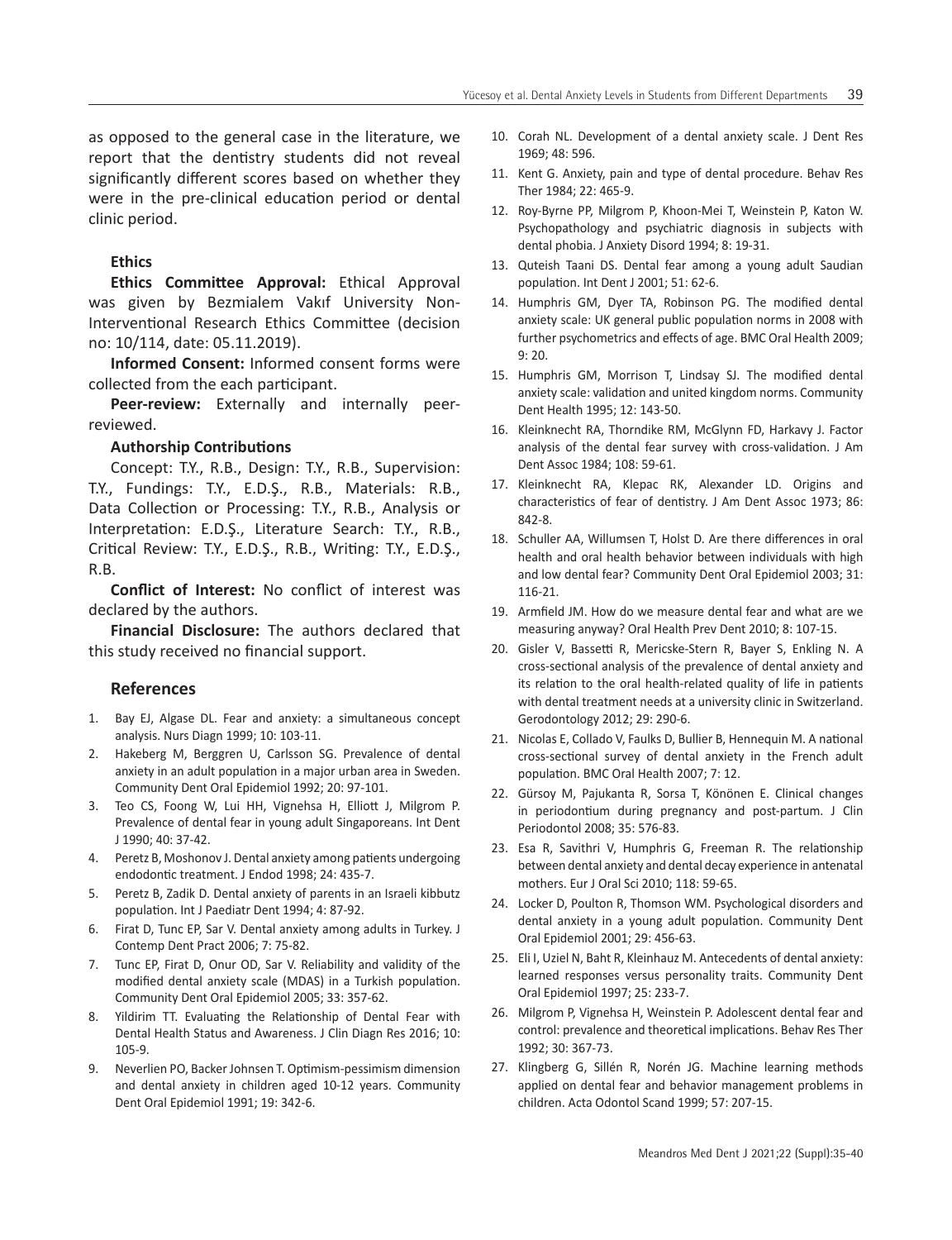as opposed to the general case in the literature, we report that the dentistry students did not reveal significantly different scores based on whether they were in the pre-clinical education period or dental clinic period.

**Ethics**

**Ethics Committee Approval:** Ethical Approval was given by Bezmialem Vakıf University Non-Interventional Research Ethics Committee (decision no: 10/114, date: 05.11.2019).

**Informed Consent:** Informed consent forms were collected from the each participant.

**Peer-review:** Externally and internally peer-reviewed.

**Authorship Contributions**

Concept: T.Y., R.B., Design: T.Y., R.B., Supervision: T.Y., Fundings: T.Y., E.D.Ş., R.B., Materials: R.B., Data Collection or Processing: T.Y., R.B., Analysis or Interpretation: E.D.Ş., Literature Search: T.Y., R.B., Critical Review: T.Y., E.D.Ş., R.B., Writing: T.Y., E.D.Ş., R.B.

**Conflict of Interest:** No conflict of interest was declared by the authors.

**Financial Disclosure:** The authors declared that this study received no financial support.

## References

1. Bay EJ, Algase DL. Fear and anxiety: a simultaneous concept analysis. Nurs Diagn 1999; 10: 103-11.
2. Hakeberg M, Berggren U, Carlsson SG. Prevalence of dental anxiety in an adult population in a major urban area in Sweden. Community Dent Oral Epidemiol 1992; 20: 97-101.
3. Teo CS, Foong W, Lui HH, Vignehsa H, Elliott J, Milgrom P. Prevalence of dental fear in young adult Singaporeans. Int Dent J 1990; 40: 37-42.
4. Peretz B, Moshonov J. Dental anxiety among patients undergoing endodontic treatment. J Endod 1998; 24: 435-7.
5. Peretz B, Zadik D. Dental anxiety of parents in an Israeli kibbutz population. Int J Paediatr Dent 1994; 4: 87-92.
6. Firat D, Tunc EP, Sar V. Dental anxiety among adults in Turkey. J Contemp Dent Pract 2006; 7: 75-82.
7. Tunc EP, Firat D, Onur OD, Sar V. Reliability and validity of the modified dental anxiety scale (MDAS) in a Turkish population. Community Dent Oral Epidemiol 2005; 33: 357-62.
8. Yildirim TT. Evaluating the Relationship of Dental Fear with Dental Health Status and Awareness. J Clin Diagn Res 2016; 10: 105-9.
9. Neverlien PO, Backer Johnsen T. Optimism-pessimism dimension and dental anxiety in children aged 10-12 years. Community Dent Oral Epidemiol 1991; 19: 342-6.
10. Corah NL. Development of a dental anxiety scale. J Dent Res 1969; 48: 596.
11. Kent G. Anxiety, pain and type of dental procedure. Behav Res Ther 1984; 22: 465-9.
12. Roy-Byrne PP, Milgrom P, Khoon-Mei T, Weinstein P, Katon W. Psychopathology and psychiatric diagnosis in subjects with dental phobia. J Anxiety Disord 1994; 8: 19-31.
13. Quteish Taani DS. Dental fear among a young adult Saudian population. Int Dent J 2001; 51: 62-6.
14. Humphris GM, Dyer TA, Robinson PG. The modified dental anxiety scale: UK general public population norms in 2008 with further psychometrics and effects of age. BMC Oral Health 2009; 9: 20.
15. Humphris GM, Morrison T, Lindsay SJ. The modified dental anxiety scale: validation and united kingdom norms. Community Dent Health 1995; 12: 143-50.
16. Kleinknecht RA, Thorndike RM, McGlynn FD, Harkavy J. Factor analysis of the dental fear survey with cross-validation. J Am Dent Assoc 1984; 108: 59-61.
17. Kleinknecht RA, Klepac RK, Alexander LD. Origins and characteristics of fear of dentistry. J Am Dent Assoc 1973; 86: 842-8.
18. Schuller AA, Willumsen T, Holst D. Are there differences in oral health and oral health behavior between individuals with high and low dental fear? Community Dent Oral Epidemiol 2003; 31: 116-21.
19. Armfield JM. How do we measure dental fear and what are we measuring anyway? Oral Health Prev Dent 2010; 8: 107-15.
20. Gisler V, Bassetti R, Mericske-Stern R, Bayer S, Enkling N. A cross-sectional analysis of the prevalence of dental anxiety and its relation to the oral health-related quality of life in patients with dental treatment needs at a university clinic in Switzerland. Gerodontology 2012; 29: 290-6.
21. Nicolas E, Collado V, Faulks D, Bullier B, Hennequin M. A national cross-sectional survey of dental anxiety in the French adult population. BMC Oral Health 2007; 7: 12.
22. Gürsoy M, Pajukanta R, Sorsa T, Könönen E. Clinical changes in periodontium during pregnancy and post-partum. J Clin Periodontol 2008; 35: 576-83.
23. Esa R, Savithri V, Humphris G, Freeman R. The relationship between dental anxiety and dental decay experience in antenatal mothers. Eur J Oral Sci 2010; 118: 59-65.
24. Locker D, Poulton R, Thomson WM. Psychological disorders and dental anxiety in a young adult population. Community Dent Oral Epidemiol 2001; 29: 456-63.
25. Eli I, Uziel N, Baht R, Kleinhauz M. Antecedents of dental anxiety: learned responses versus personality traits. Community Dent Oral Epidemiol 1997; 25: 233-7.
26. Milgrom P, Vignehsa H, Weinstein P. Adolescent dental fear and control: prevalence and theoretical implications. Behav Res Ther 1992; 30: 367-73.
27. Klingberg G, Sillén R, Norén JG. Machine learning methods applied on dental fear and behavior management problems in children. Acta Odontol Scand 1999; 57: 207-15.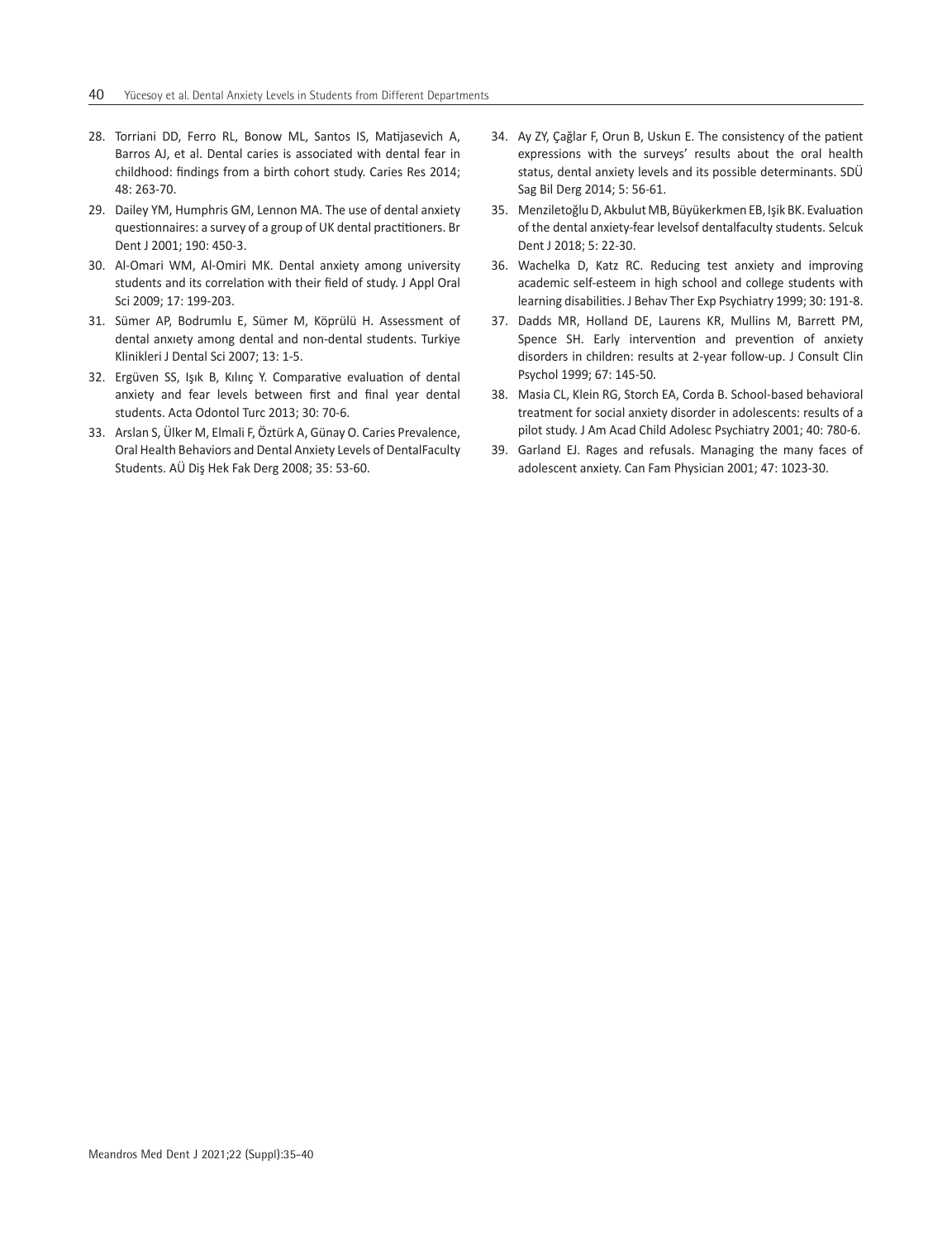28. Torriani DD, Ferro RL, Bonow ML, Santos IS, Matijasevich A, Barros AJ, et al. Dental caries is associated with dental fear in childhood: findings from a birth cohort study. Caries Res 2014; 48: 263-70.
29. Dailey YM, Humphris GM, Lennon MA. The use of dental anxiety questionnaires: a survey of a group of UK dental practitioners. Br Dent J 2001; 190: 450-3.
30. Al-Omari WM, Al-Omiri MK. Dental anxiety among university students and its correlation with their field of study. J Appl Oral Sci 2009; 17: 199-203.
31. Sümer AP, Bodrumlu E, Sümer M, Köprülü H. Assessment of dental anxıety among dental and non-dental students. Turkiye Klinikleri J Dental Sci 2007; 13: 1-5.
32. Ergüven SS, Işık B, Kılınç Y. Comparative evaluation of dental anxiety and fear levels between first and final year dental students. Acta Odontol Turc 2013; 30: 70-6.
33. Arslan S, Ülker M, Elmali F, Öztürk A, Günay O. Caries Prevalence, Oral Health Behaviors and Dental Anxiety Levels of DentalFaculty Students. AÜ Diş Hek Fak Derg 2008; 35: 53-60.
34. Ay ZY, Çağlar F, Orun B, Uskun E. The consistency of the patient expressions with the surveys' results about the oral health status, dental anxiety levels and its possible determinants. SDÜ Sag Bil Derg 2014; 5: 56-61.
35. Menziletoğlu D, Akbulut MB, Büyükerkmen EB, Işik BK. Evaluation of the dental anxiety-fear levelsof dentalfaculty students. Selcuk Dent J 2018; 5: 22-30.
36. Wachelka D, Katz RC. Reducing test anxiety and improving academic self-esteem in high school and college students with learning disabilities. J Behav Ther Exp Psychiatry 1999; 30: 191-8.
37. Dadds MR, Holland DE, Laurens KR, Mullins M, Barrett PM, Spence SH. Early intervention and prevention of anxiety disorders in children: results at 2-year follow-up. J Consult Clin Psychol 1999; 67: 145-50.
38. Masia CL, Klein RG, Storch EA, Corda B. School-based behavioral treatment for social anxiety disorder in adolescents: results of a pilot study. J Am Acad Child Adolesc Psychiatry 2001; 40: 780-6.
39. Garland EJ. Rages and refusals. Managing the many faces of adolescent anxiety. Can Fam Physician 2001; 47: 1023-30.